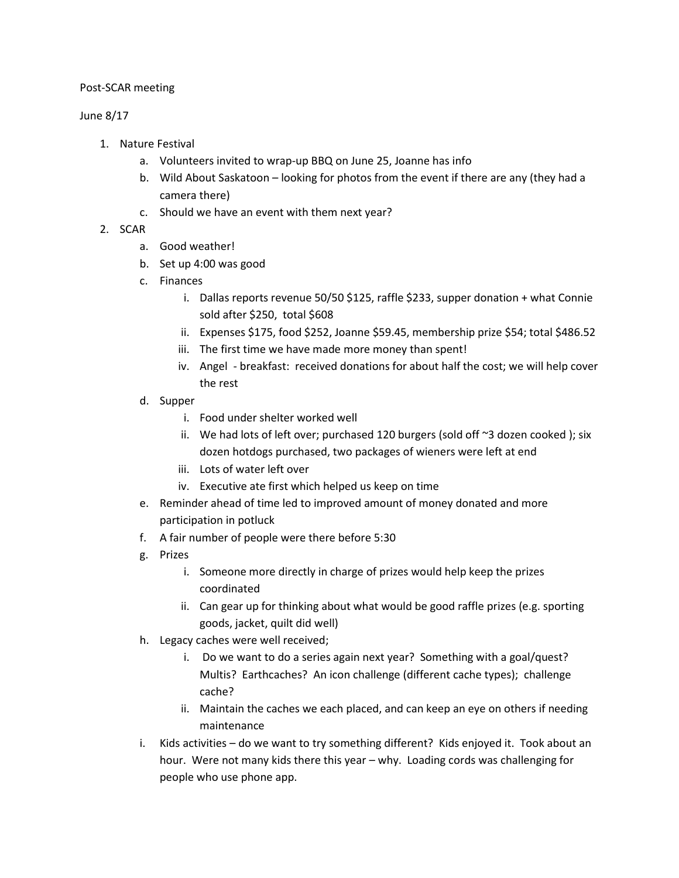Post-SCAR meeting

June 8/17

1. Nature Festival
    a. Volunteers invited to wrap-up BBQ on June 25, Joanne has info
    b. Wild About Saskatoon – looking for photos from the event if there are any (they had a camera there)
    c. Should we have an event with them next year?
2. SCAR
    a. Good weather!
    b. Set up 4:00 was good
    c. Finances
        i. Dallas reports revenue 50/50 $125, raffle $233, supper donation + what Connie sold after $250, total $608
        ii. Expenses $175, food $252, Joanne $59.45, membership prize $54; total $486.52
        iii. The first time we have made more money than spent!
        iv. Angel - breakfast: received donations for about half the cost; we will help cover the rest
    d. Supper
        i. Food under shelter worked well
        ii. We had lots of left over; purchased 120 burgers (sold off ~3 dozen cooked ); six dozen hotdogs purchased, two packages of wieners were left at end
        iii. Lots of water left over
        iv. Executive ate first which helped us keep on time
    e. Reminder ahead of time led to improved amount of money donated and more participation in potluck
    f. A fair number of people were there before 5:30
    g. Prizes
        i. Someone more directly in charge of prizes would help keep the prizes coordinated
        ii. Can gear up for thinking about what would be good raffle prizes (e.g. sporting goods, jacket, quilt did well)
    h. Legacy caches were well received;
        i. Do we want to do a series again next year? Something with a goal/quest? Multis? Earthcaches? An icon challenge (different cache types); challenge cache?
        ii. Maintain the caches we each placed, and can keep an eye on others if needing maintenance
    i. Kids activities – do we want to try something different? Kids enjoyed it. Took about an hour. Were not many kids there this year – why. Loading cords was challenging for people who use phone app.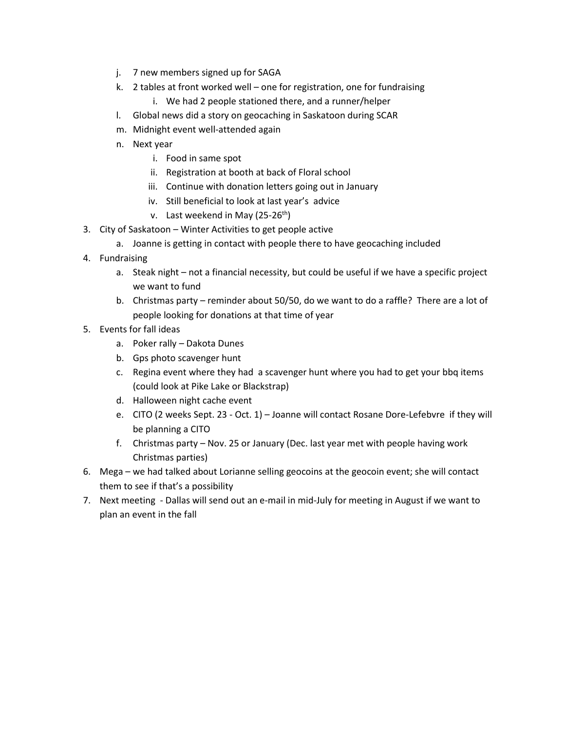j. 7 new members signed up for SAGA
   k. 2 tables at front worked well – one for registration, one for fundraising
      i. We had 2 people stationed there, and a runner/helper
   l. Global news did a story on geocaching in Saskatoon during SCAR
   m. Midnight event well-attended again
   n. Next year
      i. Food in same spot
      ii. Registration at booth at back of Floral school
      iii. Continue with donation letters going out in January
      iv. Still beneficial to look at last year's advice
      v. Last weekend in May (25-26th)
3. City of Saskatoon – Winter Activities to get people active
   a. Joanne is getting in contact with people there to have geocaching included
4. Fundraising
   a. Steak night – not a financial necessity, but could be useful if we have a specific project we want to fund
   b. Christmas party – reminder about 50/50, do we want to do a raffle? There are a lot of people looking for donations at that time of year
5. Events for fall ideas
   a. Poker rally – Dakota Dunes
   b. Gps photo scavenger hunt
   c. Regina event where they had a scavenger hunt where you had to get your bbq items (could look at Pike Lake or Blackstrap)
   d. Halloween night cache event
   e. CITO (2 weeks Sept. 23 - Oct. 1) – Joanne will contact Rosane Dore-Lefebvre if they will be planning a CITO
   f. Christmas party – Nov. 25 or January (Dec. last year met with people having work Christmas parties)
6. Mega – we had talked about Lorianne selling geocoins at the geocoin event; she will contact them to see if that's a possibility
7. Next meeting - Dallas will send out an e-mail in mid-July for meeting in August if we want to plan an event in the fall